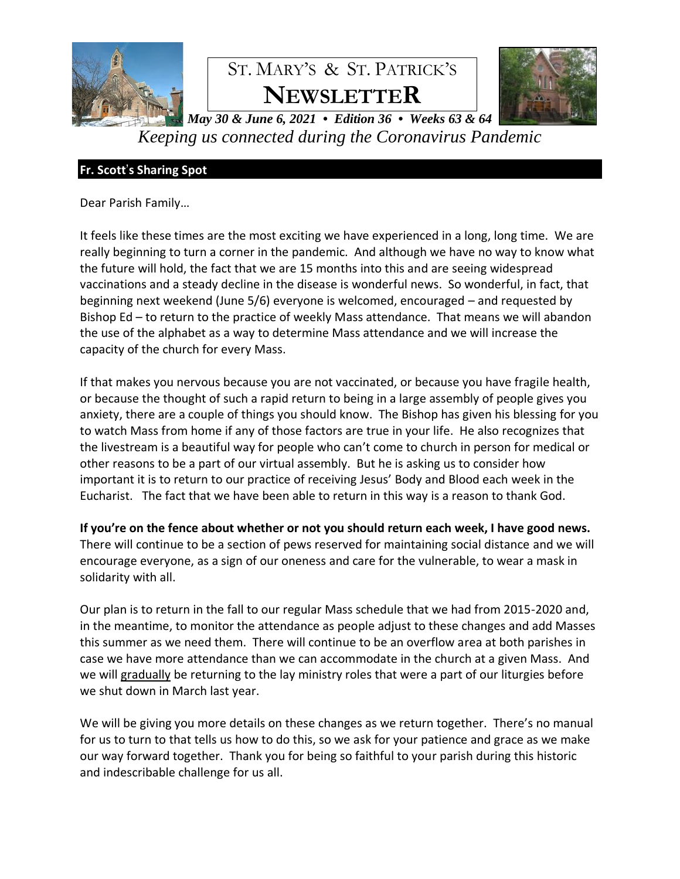# ST. MARY'S & ST. PATRICK'S NEWSLETTER

***May 30 & June 6, 2021 • Edition 36 • Weeks 63 & 64***

*Keeping us connected during the Coronavirus Pandemic*

## Fr. Scott's Sharing Spot

Dear Parish Family…

It feels like these times are the most exciting we have experienced in a long, long time. We are really beginning to turn a corner in the pandemic. And although we have no way to know what the future will hold, the fact that we are 15 months into this and are seeing widespread vaccinations and a steady decline in the disease is wonderful news. So wonderful, in fact, that beginning next weekend (June 5/6) everyone is welcomed, encouraged – and requested by Bishop Ed – to return to the practice of weekly Mass attendance. That means we will abandon the use of the alphabet as a way to determine Mass attendance and we will increase the capacity of the church for every Mass.

If that makes you nervous because you are not vaccinated, or because you have fragile health, or because the thought of such a rapid return to being in a large assembly of people gives you anxiety, there are a couple of things you should know. The Bishop has given his blessing for you to watch Mass from home if any of those factors are true in your life. He also recognizes that the livestream is a beautiful way for people who can't come to church in person for medical or other reasons to be a part of our virtual assembly. But he is asking us to consider how important it is to return to our practice of receiving Jesus' Body and Blood each week in the Eucharist. The fact that we have been able to return in this way is a reason to thank God.

**If you're on the fence about whether or not you should return each week, I have good news.** There will continue to be a section of pews reserved for maintaining social distance and we will encourage everyone, as a sign of our oneness and care for the vulnerable, to wear a mask in solidarity with all.

Our plan is to return in the fall to our regular Mass schedule that we had from 2015-2020 and, in the meantime, to monitor the attendance as people adjust to these changes and add Masses this summer as we need them. There will continue to be an overflow area at both parishes in case we have more attendance than we can accommodate in the church at a given Mass. And we will gradually be returning to the lay ministry roles that were a part of our liturgies before we shut down in March last year.

We will be giving you more details on these changes as we return together. There's no manual for us to turn to that tells us how to do this, so we ask for your patience and grace as we make our way forward together. Thank you for being so faithful to your parish during this historic and indescribable challenge for us all.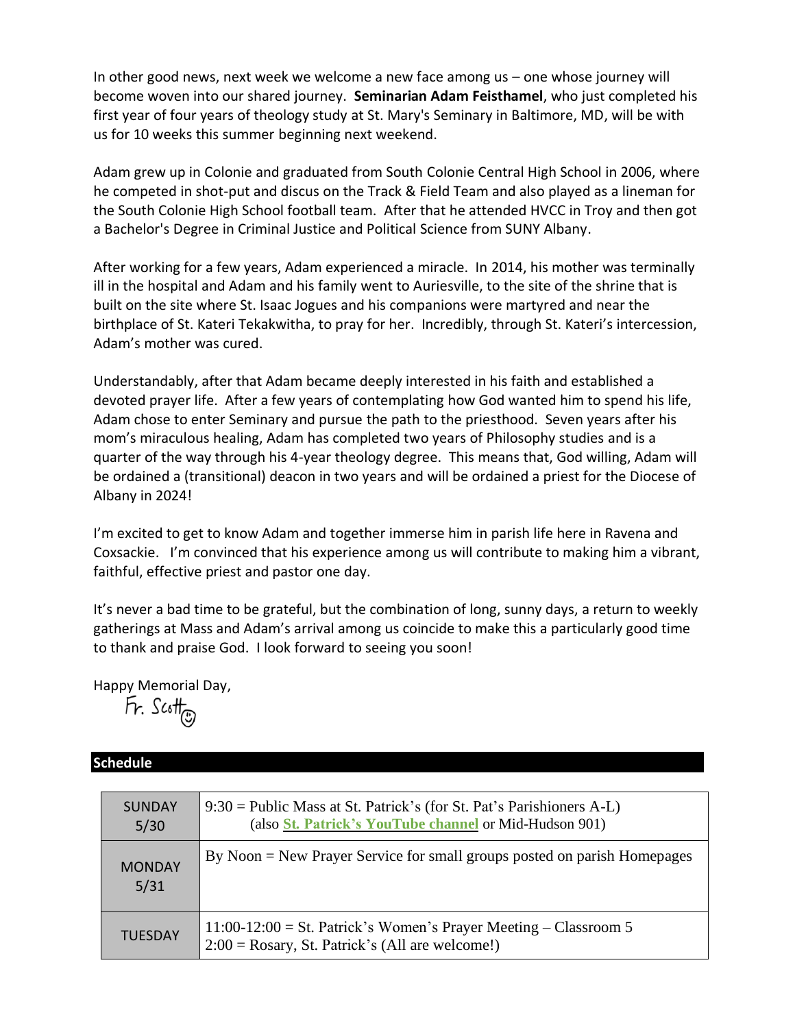In other good news, next week we welcome a new face among us – one whose journey will become woven into our shared journey. **Seminarian Adam Feisthamel**, who just completed his first year of four years of theology study at St. Mary's Seminary in Baltimore, MD, will be with us for 10 weeks this summer beginning next weekend.

Adam grew up in Colonie and graduated from South Colonie Central High School in 2006, where he competed in shot-put and discus on the Track & Field Team and also played as a lineman for the South Colonie High School football team. After that he attended HVCC in Troy and then got a Bachelor's Degree in Criminal Justice and Political Science from SUNY Albany.

After working for a few years, Adam experienced a miracle. In 2014, his mother was terminally ill in the hospital and Adam and his family went to Auriesville, to the site of the shrine that is built on the site where St. Isaac Jogues and his companions were martyred and near the birthplace of St. Kateri Tekakwitha, to pray for her. Incredibly, through St. Kateri's intercession, Adam's mother was cured.

Understandably, after that Adam became deeply interested in his faith and established a devoted prayer life. After a few years of contemplating how God wanted him to spend his life, Adam chose to enter Seminary and pursue the path to the priesthood. Seven years after his mom's miraculous healing, Adam has completed two years of Philosophy studies and is a quarter of the way through his 4-year theology degree. This means that, God willing, Adam will be ordained a (transitional) deacon in two years and will be ordained a priest for the Diocese of Albany in 2024!

I'm excited to get to know Adam and together immerse him in parish life here in Ravena and Coxsackie. I'm convinced that his experience among us will contribute to making him a vibrant, faithful, effective priest and pastor one day.

It's never a bad time to be grateful, but the combination of long, sunny days, a return to weekly gatherings at Mass and Adam's arrival among us coincide to make this a particularly good time to thank and praise God. I look forward to seeing you soon!

Happy Memorial Day,

Fr. Scott

## Schedule

| | |
|---|---|
| SUNDAY 5/30 | 9:30 = Public Mass at St. Patrick's (for St. Pat's Parishioners A-L) (also **St. Patrick's YouTube channel** or Mid-Hudson 901) |
| MONDAY 5/31 | By Noon = New Prayer Service for small groups posted on parish Homepages |
| TUESDAY | 11:00-12:00 = St. Patrick's Women's Prayer Meeting – Classroom 5<br>2:00 = Rosary, St. Patrick's (All are welcome!) |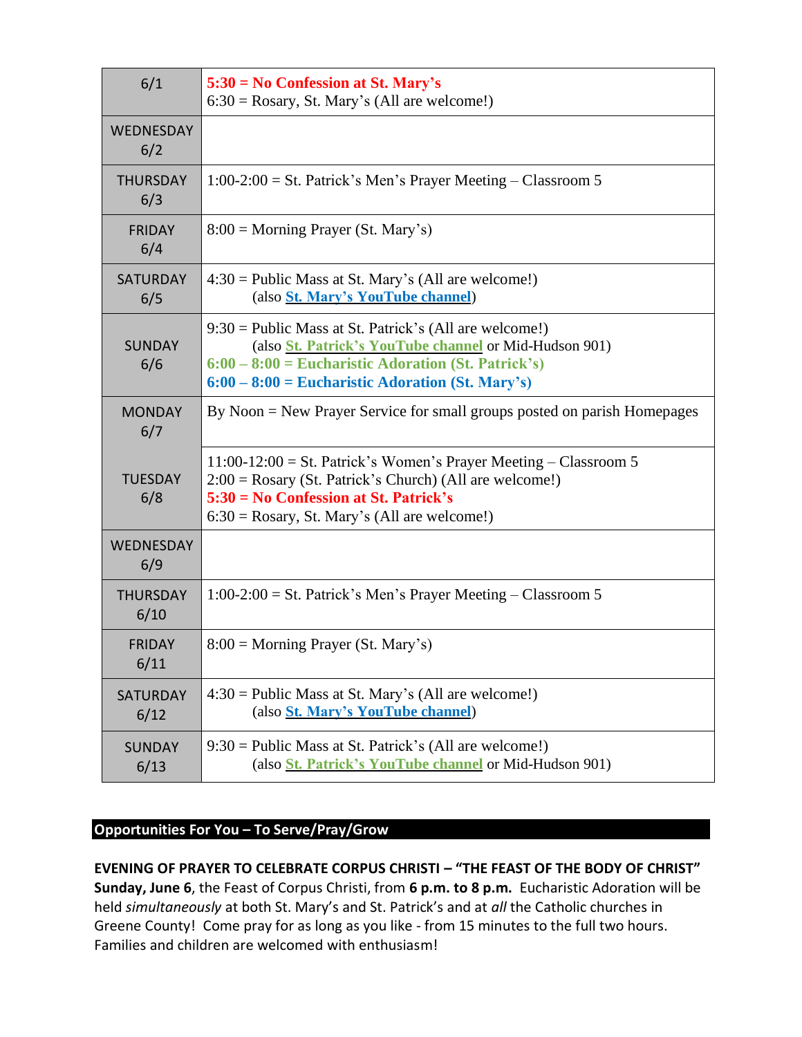| | |
|---|---|
| 6/1 | **5:30 = No Confession at St. Mary's**<br>6:30 = Rosary, St. Mary's (All are welcome!) |
| WEDNESDAY 6/2 | |
| THURSDAY 6/3 | 1:00-2:00 = St. Patrick's Men's Prayer Meeting – Classroom 5 |
| FRIDAY 6/4 | 8:00 = Morning Prayer (St. Mary's) |
| SATURDAY 6/5 | 4:30 = Public Mass at St. Mary's (All are welcome!)<br>(also St. Mary's YouTube channel) |
| SUNDAY 6/6 | 9:30 = Public Mass at St. Patrick's (All are welcome!)<br>(also St. Patrick's YouTube channel or Mid-Hudson 901)<br>**6:00 – 8:00 = Eucharistic Adoration (St. Patrick's)**<br>**6:00 – 8:00 = Eucharistic Adoration (St. Mary's)** |
| MONDAY 6/7 | By Noon = New Prayer Service for small groups posted on parish Homepages |
| TUESDAY 6/8 | 11:00-12:00 = St. Patrick's Women's Prayer Meeting – Classroom 5<br>2:00 = Rosary (St. Patrick's Church) (All are welcome!)<br>**5:30 = No Confession at St. Patrick's**<br>6:30 = Rosary, St. Mary's (All are welcome!) |
| WEDNESDAY 6/9 | |
| THURSDAY 6/10 | 1:00-2:00 = St. Patrick's Men's Prayer Meeting – Classroom 5 |
| FRIDAY 6/11 | 8:00 = Morning Prayer (St. Mary's) |
| SATURDAY 6/12 | 4:30 = Public Mass at St. Mary's (All are welcome!)<br>(also St. Mary's YouTube channel) |
| SUNDAY 6/13 | 9:30 = Public Mass at St. Patrick's (All are welcome!)<br>(also St. Patrick's YouTube channel or Mid-Hudson 901) |

## Opportunities For You – To Serve/Pray/Grow

**EVENING OF PRAYER TO CELEBRATE CORPUS CHRISTI – "THE FEAST OF THE BODY OF CHRIST"**
**Sunday, June 6**, the Feast of Corpus Christi, from **6 p.m. to 8 p.m.** Eucharistic Adoration will be held *simultaneously* at both St. Mary's and St. Patrick's and at *all* the Catholic churches in Greene County! Come pray for as long as you like - from 15 minutes to the full two hours. Families and children are welcomed with enthusiasm!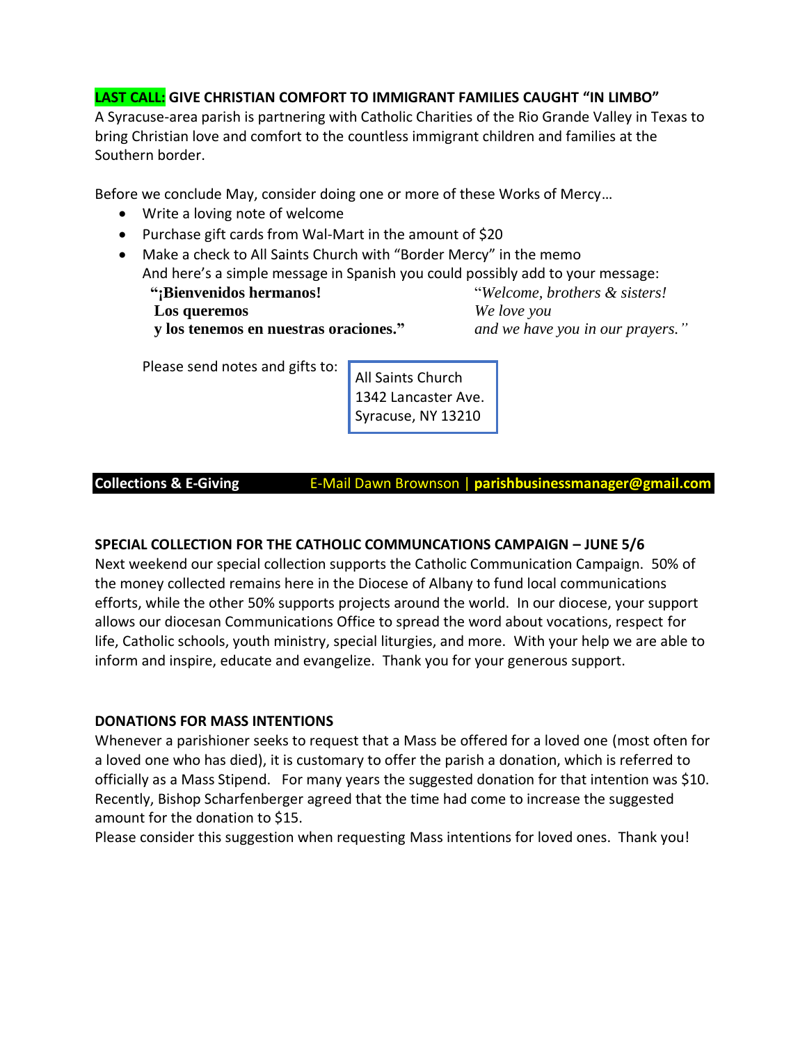**LAST CALL: GIVE CHRISTIAN COMFORT TO IMMIGRANT FAMILIES CAUGHT "IN LIMBO"**

A Syracuse-area parish is partnering with Catholic Charities of the Rio Grande Valley in Texas to bring Christian love and comfort to the countless immigrant children and families at the Southern border.

Before we conclude May, consider doing one or more of these Works of Mercy…

- Write a loving note of welcome
- Purchase gift cards from Wal-Mart in the amount of $20
- Make a check to All Saints Church with "Border Mercy" in the memo
  And here's a simple message in Spanish you could possibly add to your message:

| | |
|---|---|
| **"¡Bienvenidos hermanos!** | *"Welcome, brothers & sisters!* |
| **Los queremos** | *We love you* |
| **y los tenemos en nuestras oraciones."** | *and we have you in our prayers."* |

Please send notes and gifts to:

All Saints Church
1342 Lancaster Ave.
Syracuse, NY 13210

**Collections & E-Giving** E-Mail Dawn Brownson | **parishbusinessmanager@gmail.com**

**SPECIAL COLLECTION FOR THE CATHOLIC COMMUNCATIONS CAMPAIGN – JUNE 5/6**

Next weekend our special collection supports the Catholic Communication Campaign. 50% of the money collected remains here in the Diocese of Albany to fund local communications efforts, while the other 50% supports projects around the world. In our diocese, your support allows our diocesan Communications Office to spread the word about vocations, respect for life, Catholic schools, youth ministry, special liturgies, and more. With your help we are able to inform and inspire, educate and evangelize. Thank you for your generous support.

**DONATIONS FOR MASS INTENTIONS**

Whenever a parishioner seeks to request that a Mass be offered for a loved one (most often for a loved one who has died), it is customary to offer the parish a donation, which is referred to officially as a Mass Stipend. For many years the suggested donation for that intention was $10. Recently, Bishop Scharfenberger agreed that the time had come to increase the suggested amount for the donation to $15.

Please consider this suggestion when requesting Mass intentions for loved ones. Thank you!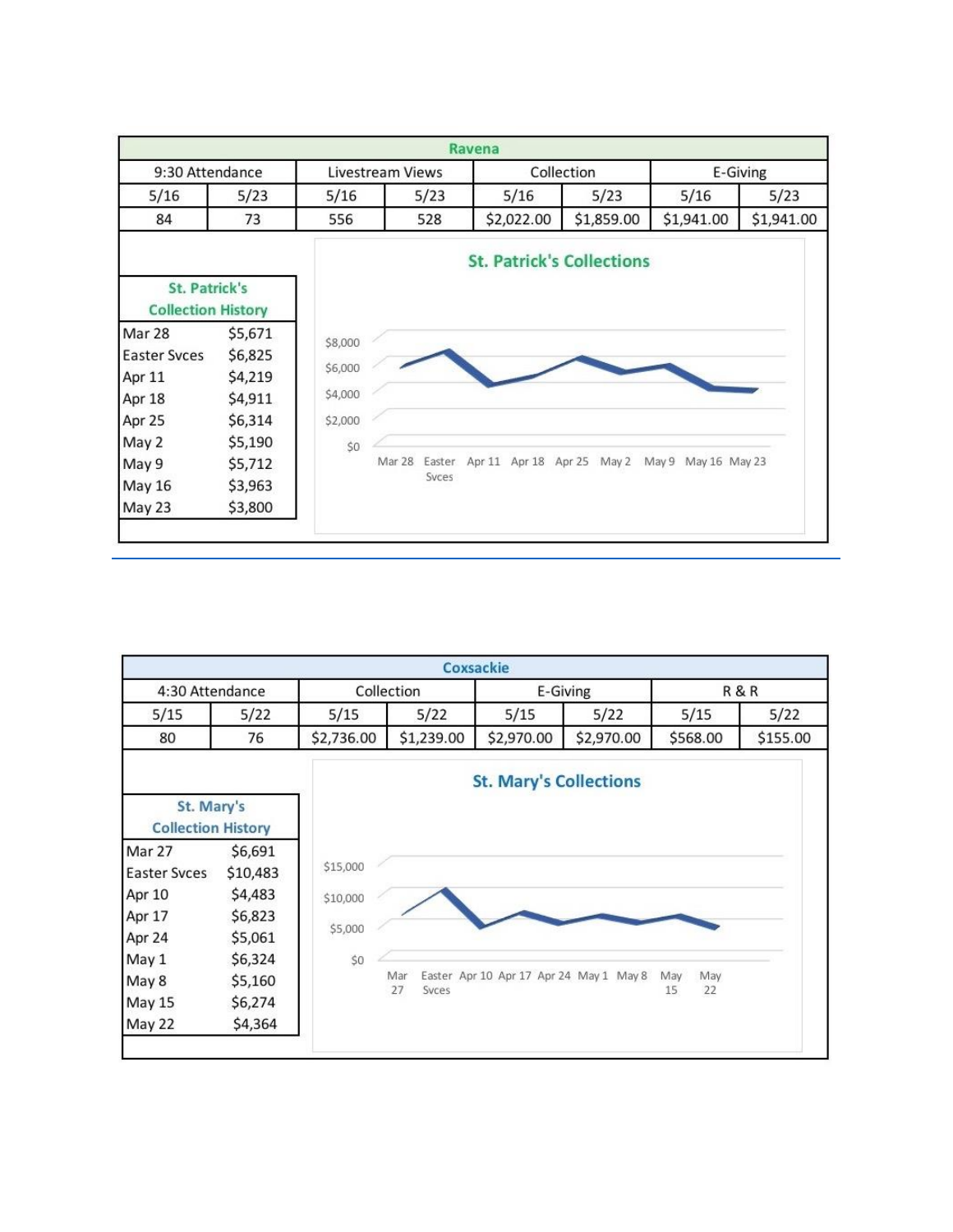| Ravena | | | | | | | |
|---|---|---|---|---|---|---|---|
| 9:30 Attendance | | Livestream Views | | Collection | | E-Giving | |
| 5/16 | 5/23 | 5/16 | 5/23 | 5/16 | 5/23 | 5/16 | 5/23 |
| 84 | 73 | 556 | 528 | $2,022.00 | $1,859.00 | $1,941.00 | $1,941.00 |

| St. Patrick's Collection History | |
|---|---|
| Mar 28 | $5,671 |
| Easter Svces | $6,825 |
| Apr 11 | $4,219 |
| Apr 18 | $4,911 |
| Apr 25 | $6,314 |
| May 2 | $5,190 |
| May 9 | $5,712 |
| May 16 | $3,963 |
| May 23 | $3,800 |

St. Patrick's Collections

$8,000
$6,000
$4,000
$2,000
$0

Mar 28 Easter Svces Apr 11 Apr 18 Apr 25 May 2 May 9 May 16 May 23

---

| Coxsackie | | | | | | | |
|---|---|---|---|---|---|---|---|
| 4:30 Attendance | | Collection | | E-Giving | | R & R | |
| 5/15 | 5/22 | 5/15 | 5/22 | 5/15 | 5/22 | 5/15 | 5/22 |
| 80 | 76 | $2,736.00 | $1,239.00 | $2,970.00 | $2,970.00 | $568.00 | $155.00 |

| St. Mary's Collection History | |
|---|---|
| Mar 27 | $6,691 |
| Easter Svces | $10,483 |
| Apr 10 | $4,483 |
| Apr 17 | $6,823 |
| Apr 24 | $5,061 |
| May 1 | $6,324 |
| May 8 | $5,160 |
| May 15 | $6,274 |
| May 22 | $4,364 |

St. Mary's Collections

$15,000
$10,000
$5,000
$0

Mar 27 Easter Svces Apr 10 Apr 17 Apr 24 May 1 May 8 May 15 May 22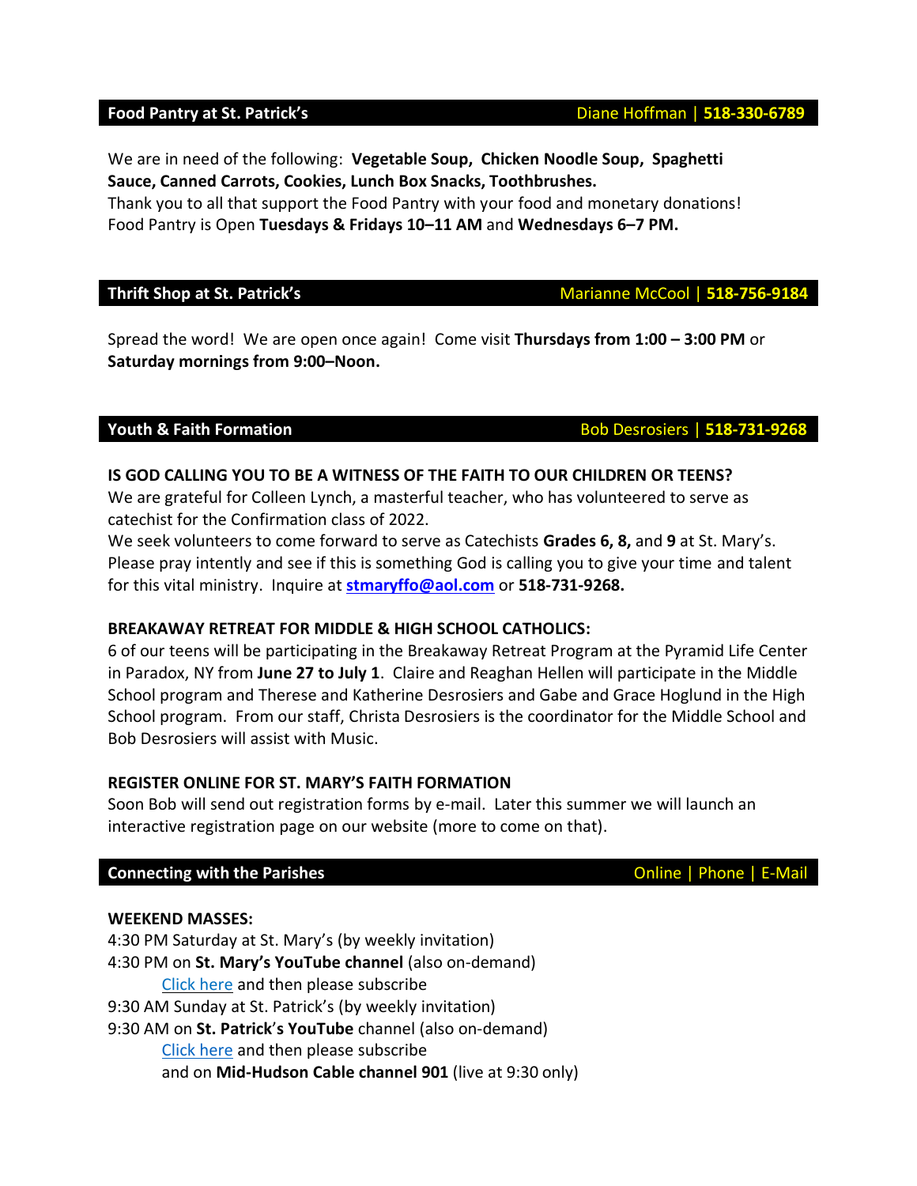## Food Pantry at St. Patrick's — Diane Hoffman | **518-330-6789**

We are in need of the following: **Vegetable Soup, Chicken Noodle Soup, Spaghetti Sauce, Canned Carrots, Cookies, Lunch Box Snacks, Toothbrushes.**
Thank you to all that support the Food Pantry with your food and monetary donations!
Food Pantry is Open **Tuesdays & Fridays 10–11 AM** and **Wednesdays 6–7 PM.**

## Thrift Shop at St. Patrick's — Marianne McCool | **518-756-9184**

Spread the word! We are open once again! Come visit **Thursdays from 1:00 – 3:00 PM** or **Saturday mornings from 9:00–Noon.**

## Youth & Faith Formation — Bob Desrosiers | **518-731-9268**

**IS GOD CALLING YOU TO BE A WITNESS OF THE FAITH TO OUR CHILDREN OR TEENS?**
We are grateful for Colleen Lynch, a masterful teacher, who has volunteered to serve as catechist for the Confirmation class of 2022.
We seek volunteers to come forward to serve as Catechists **Grades 6, 8,** and **9** at St. Mary's. Please pray intently and see if this is something God is calling you to give your time and talent for this vital ministry. Inquire at **stmaryffo@aol.com** or **518-731-9268.**

**BREAKAWAY RETREAT FOR MIDDLE & HIGH SCHOOL CATHOLICS:**
6 of our teens will be participating in the Breakaway Retreat Program at the Pyramid Life Center in Paradox, NY from **June 27 to July 1**. Claire and Reaghan Hellen will participate in the Middle School program and Therese and Katherine Desrosiers and Gabe and Grace Hoglund in the High School program. From our staff, Christa Desrosiers is the coordinator for the Middle School and Bob Desrosiers will assist with Music.

**REGISTER ONLINE FOR ST. MARY'S FAITH FORMATION**
Soon Bob will send out registration forms by e-mail. Later this summer we will launch an interactive registration page on our website (more to come on that).

## Connecting with the Parishes — Online | Phone | E-Mail

**WEEKEND MASSES:**
4:30 PM Saturday at St. Mary's (by weekly invitation)
4:30 PM on **St. Mary's YouTube channel** (also on-demand)
    Click here and then please subscribe
9:30 AM Sunday at St. Patrick's (by weekly invitation)
9:30 AM on **St. Patrick's YouTube** channel (also on-demand)
    Click here and then please subscribe
    and on **Mid-Hudson Cable channel 901** (live at 9:30 only)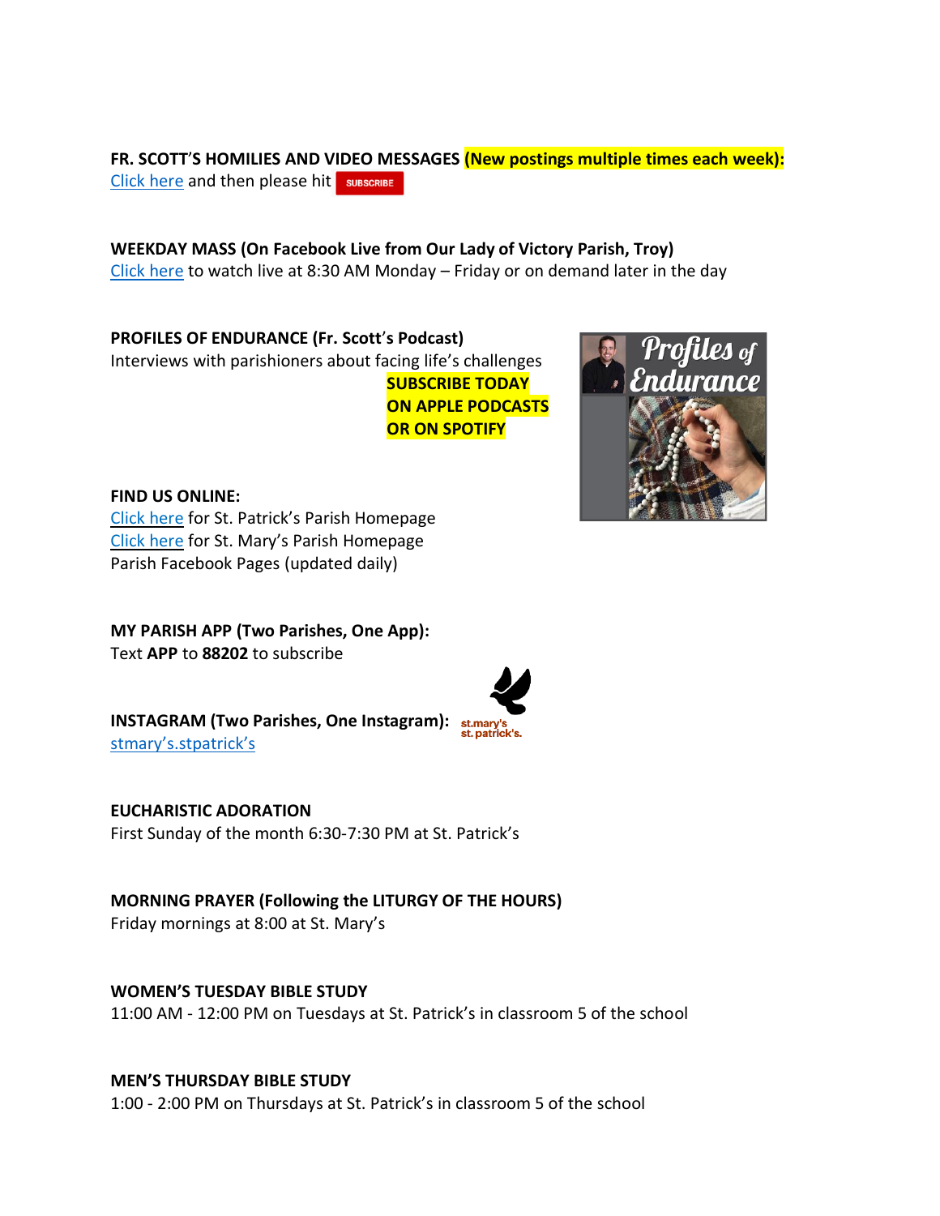**FR. SCOTT'S HOMILIES AND VIDEO MESSAGES (New postings multiple times each week):**
Click here and then please hit SUBSCRIBE

**WEEKDAY MASS (On Facebook Live from Our Lady of Victory Parish, Troy)**
Click here to watch live at 8:30 AM Monday – Friday or on demand later in the day

**PROFILES OF ENDURANCE (Fr. Scott's Podcast)**
Interviews with parishioners about facing life's challenges
**SUBSCRIBE TODAY ON APPLE PODCASTS OR ON SPOTIFY**

**FIND US ONLINE:**
Click here for St. Patrick's Parish Homepage
Click here for St. Mary's Parish Homepage
Parish Facebook Pages (updated daily)

**MY PARISH APP (Two Parishes, One App):**
Text **APP** to **88202** to subscribe

**INSTAGRAM (Two Parishes, One Instagram):**
stmary's.stpatrick's

**EUCHARISTIC ADORATION**
First Sunday of the month 6:30-7:30 PM at St. Patrick's

**MORNING PRAYER (Following the LITURGY OF THE HOURS)**
Friday mornings at 8:00 at St. Mary's

**WOMEN'S TUESDAY BIBLE STUDY**
11:00 AM - 12:00 PM on Tuesdays at St. Patrick's in classroom 5 of the school

**MEN'S THURSDAY BIBLE STUDY**
1:00 - 2:00 PM on Thursdays at St. Patrick's in classroom 5 of the school